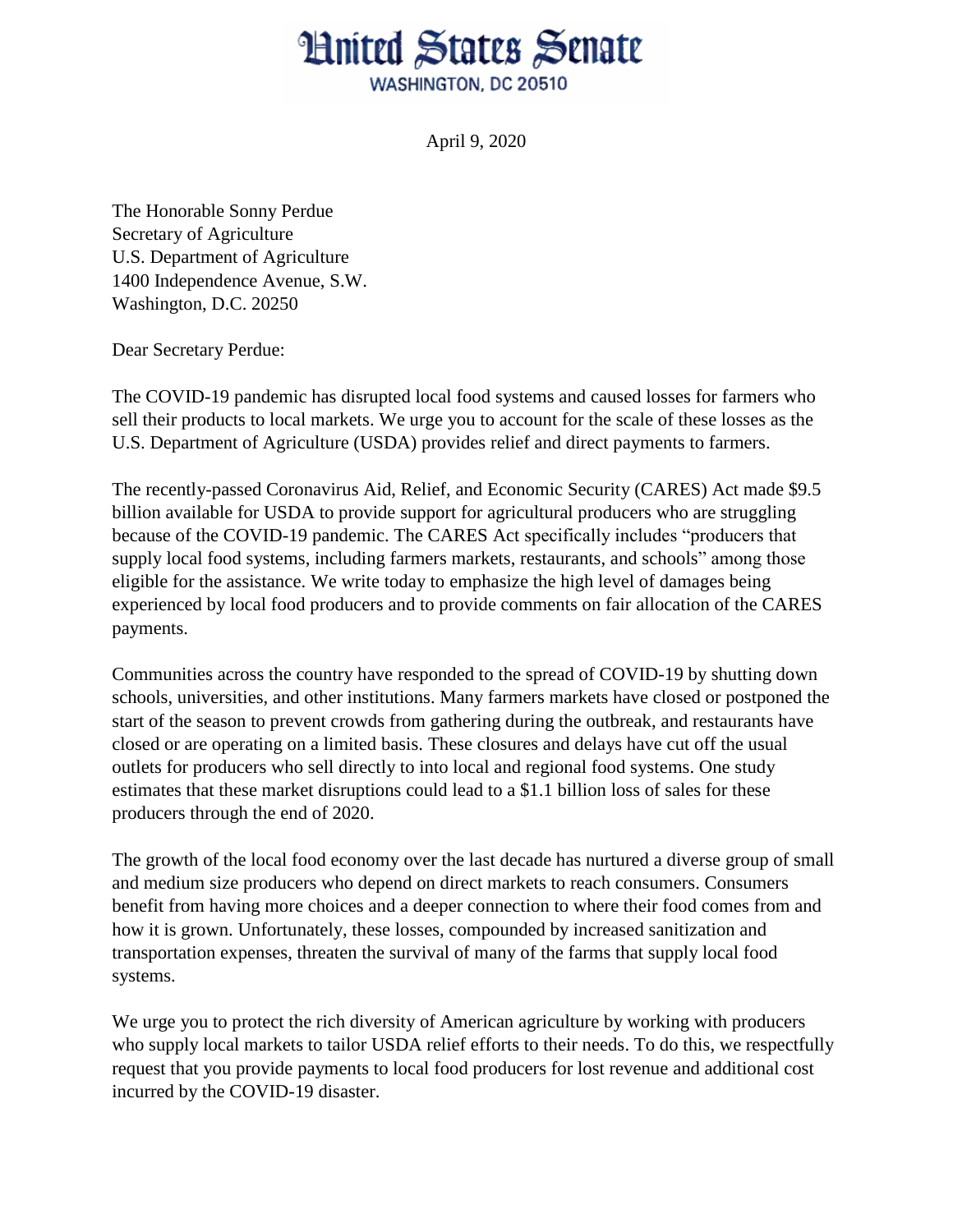# United States Senate

WASHINGTON, DC 20510

April 9, 2020

The Honorable Sonny Perdue
Secretary of Agriculture
U.S. Department of Agriculture
1400 Independence Avenue, S.W.
Washington, D.C. 20250

Dear Secretary Perdue:

The COVID-19 pandemic has disrupted local food systems and caused losses for farmers who sell their products to local markets. We urge you to account for the scale of these losses as the U.S. Department of Agriculture (USDA) provides relief and direct payments to farmers.

The recently-passed Coronavirus Aid, Relief, and Economic Security (CARES) Act made $9.5 billion available for USDA to provide support for agricultural producers who are struggling because of the COVID-19 pandemic. The CARES Act specifically includes "producers that supply local food systems, including farmers markets, restaurants, and schools" among those eligible for the assistance. We write today to emphasize the high level of damages being experienced by local food producers and to provide comments on fair allocation of the CARES payments.

Communities across the country have responded to the spread of COVID-19 by shutting down schools, universities, and other institutions. Many farmers markets have closed or postponed the start of the season to prevent crowds from gathering during the outbreak, and restaurants have closed or are operating on a limited basis. These closures and delays have cut off the usual outlets for producers who sell directly to into local and regional food systems. One study estimates that these market disruptions could lead to a $1.1 billion loss of sales for these producers through the end of 2020.

The growth of the local food economy over the last decade has nurtured a diverse group of small and medium size producers who depend on direct markets to reach consumers. Consumers benefit from having more choices and a deeper connection to where their food comes from and how it is grown. Unfortunately, these losses, compounded by increased sanitization and transportation expenses, threaten the survival of many of the farms that supply local food systems.

We urge you to protect the rich diversity of American agriculture by working with producers who supply local markets to tailor USDA relief efforts to their needs. To do this, we respectfully request that you provide payments to local food producers for lost revenue and additional cost incurred by the COVID-19 disaster.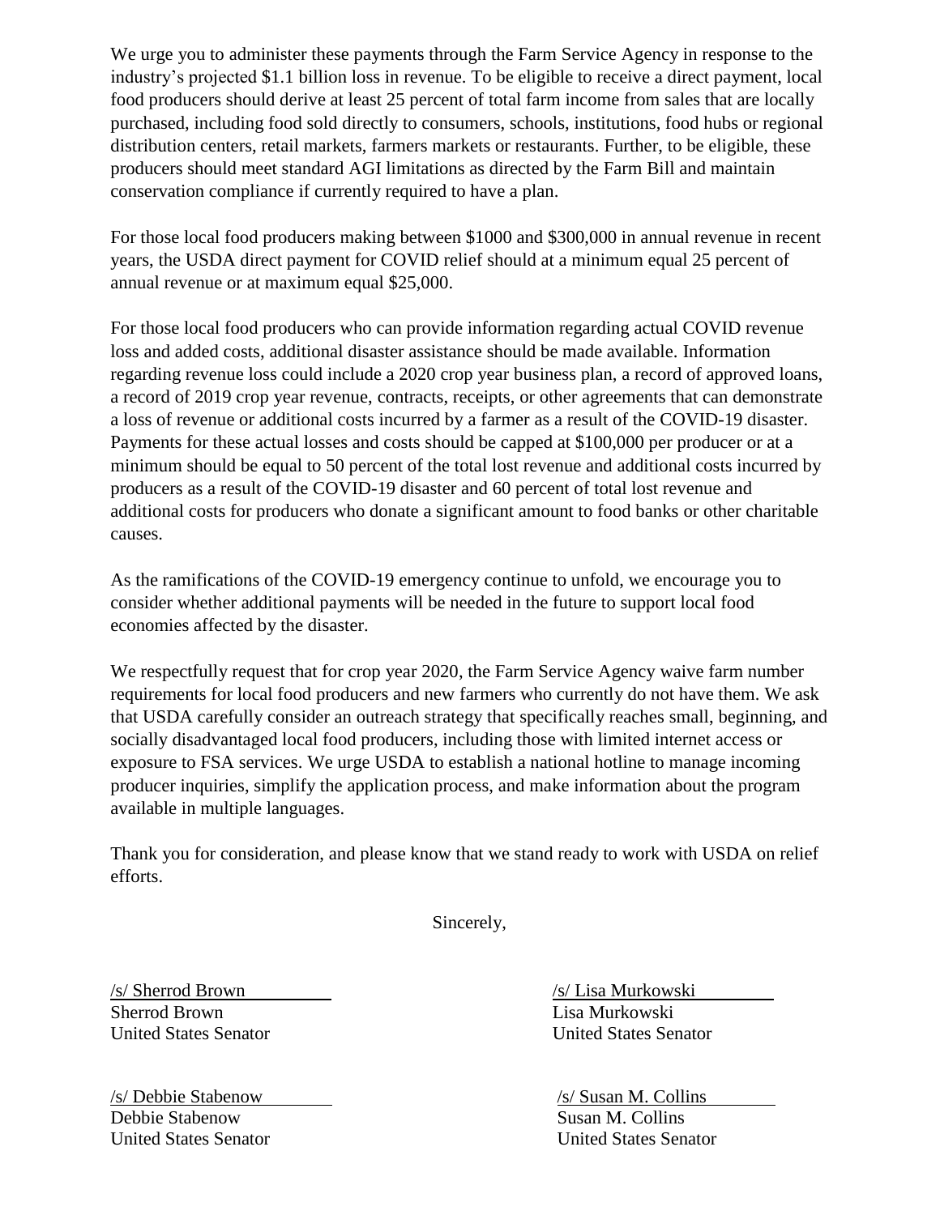We urge you to administer these payments through the Farm Service Agency in response to the industry's projected $1.1 billion loss in revenue. To be eligible to receive a direct payment, local food producers should derive at least 25 percent of total farm income from sales that are locally purchased, including food sold directly to consumers, schools, institutions, food hubs or regional distribution centers, retail markets, farmers markets or restaurants. Further, to be eligible, these producers should meet standard AGI limitations as directed by the Farm Bill and maintain conservation compliance if currently required to have a plan.

For those local food producers making between $1000 and $300,000 in annual revenue in recent years, the USDA direct payment for COVID relief should at a minimum equal 25 percent of annual revenue or at maximum equal $25,000.

For those local food producers who can provide information regarding actual COVID revenue loss and added costs, additional disaster assistance should be made available. Information regarding revenue loss could include a 2020 crop year business plan, a record of approved loans, a record of 2019 crop year revenue, contracts, receipts, or other agreements that can demonstrate a loss of revenue or additional costs incurred by a farmer as a result of the COVID-19 disaster. Payments for these actual losses and costs should be capped at $100,000 per producer or at a minimum should be equal to 50 percent of the total lost revenue and additional costs incurred by producers as a result of the COVID-19 disaster and 60 percent of total lost revenue and additional costs for producers who donate a significant amount to food banks or other charitable causes.

As the ramifications of the COVID-19 emergency continue to unfold, we encourage you to consider whether additional payments will be needed in the future to support local food economies affected by the disaster.

We respectfully request that for crop year 2020, the Farm Service Agency waive farm number requirements for local food producers and new farmers who currently do not have them. We ask that USDA carefully consider an outreach strategy that specifically reaches small, beginning, and socially disadvantaged local food producers, including those with limited internet access or exposure to FSA services. We urge USDA to establish a national hotline to manage incoming producer inquiries, simplify the application process, and make information about the program available in multiple languages.

Thank you for consideration, and please know that we stand ready to work with USDA on relief efforts.

Sincerely,

/s/ Sherrod Brown
Sherrod Brown
United States Senator

/s/ Lisa Murkowski
Lisa Murkowski
United States Senator

/s/ Debbie Stabenow
Debbie Stabenow
United States Senator

/s/ Susan M. Collins
Susan M. Collins
United States Senator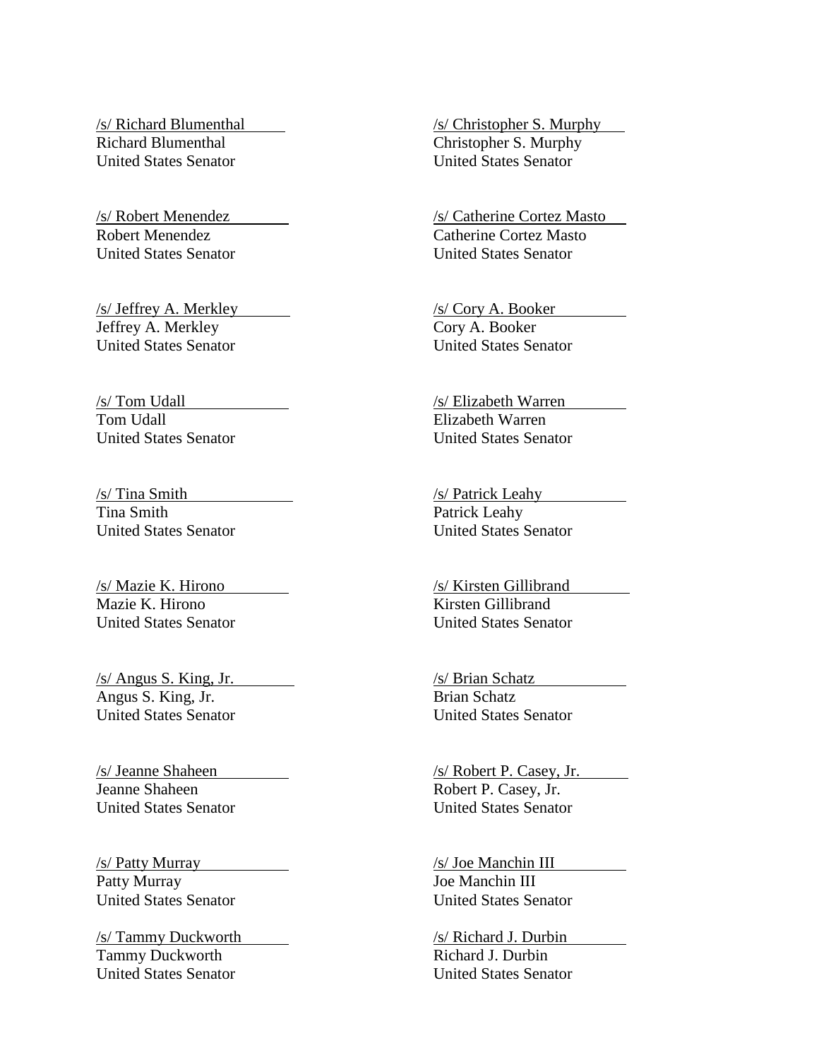/s/ Richard Blumenthal
Richard Blumenthal
United States Senator

/s/ Christopher S. Murphy
Christopher S. Murphy
United States Senator

/s/ Robert Menendez
Robert Menendez
United States Senator

/s/ Catherine Cortez Masto
Catherine Cortez Masto
United States Senator

/s/ Jeffrey A. Merkley
Jeffrey A. Merkley
United States Senator

/s/ Cory A. Booker
Cory A. Booker
United States Senator

/s/ Tom Udall
Tom Udall
United States Senator

/s/ Elizabeth Warren
Elizabeth Warren
United States Senator

/s/ Tina Smith
Tina Smith
United States Senator

/s/ Patrick Leahy
Patrick Leahy
United States Senator

/s/ Mazie K. Hirono
Mazie K. Hirono
United States Senator

/s/ Kirsten Gillibrand
Kirsten Gillibrand
United States Senator

/s/ Angus S. King, Jr.
Angus S. King, Jr.
United States Senator

/s/ Brian Schatz
Brian Schatz
United States Senator

/s/ Jeanne Shaheen
Jeanne Shaheen
United States Senator

/s/ Robert P. Casey, Jr.
Robert P. Casey, Jr.
United States Senator

/s/ Patty Murray
Patty Murray
United States Senator

/s/ Joe Manchin III
Joe Manchin III
United States Senator

/s/ Tammy Duckworth
Tammy Duckworth
United States Senator

/s/ Richard J. Durbin
Richard J. Durbin
United States Senator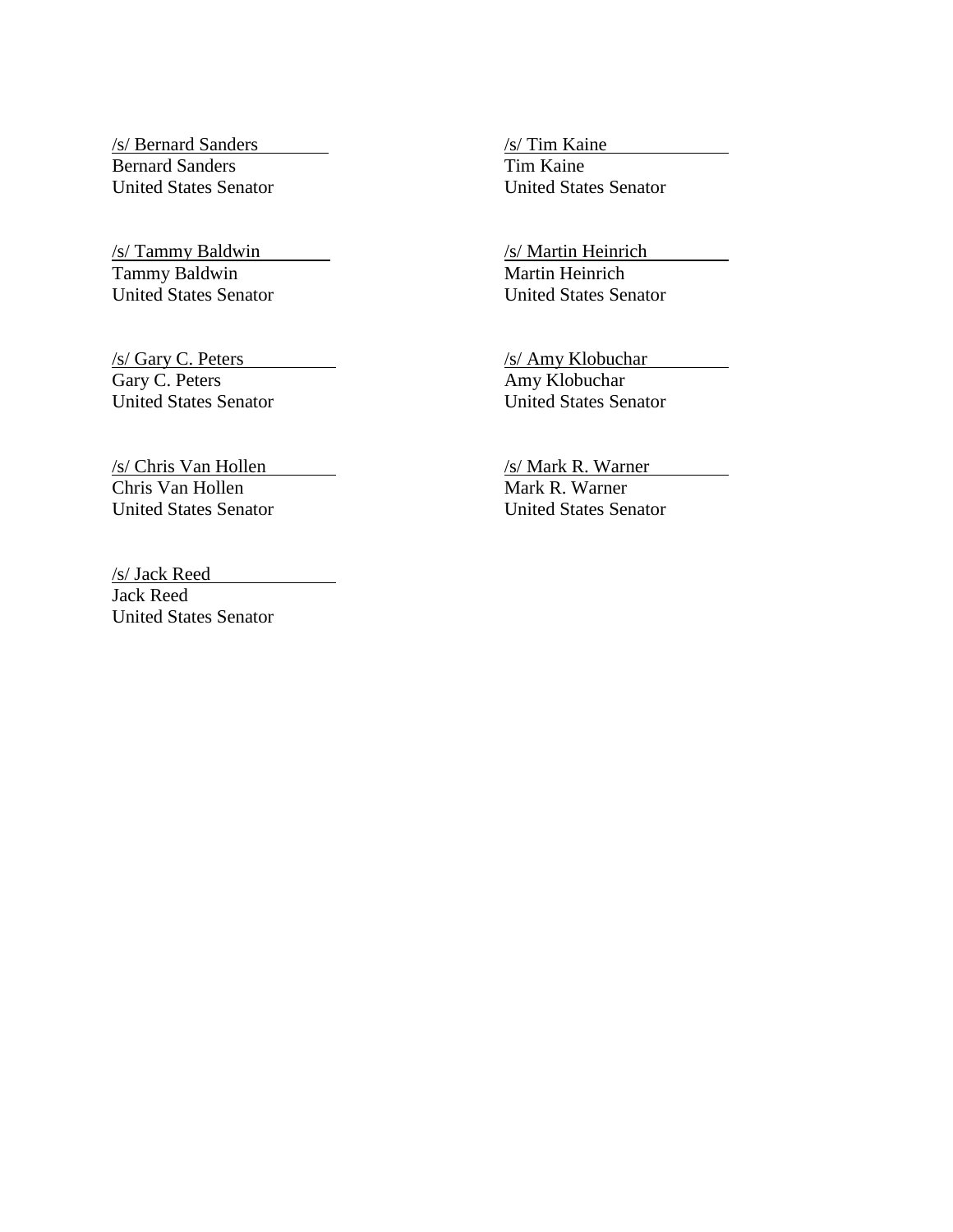/s/ Bernard Sanders
Bernard Sanders
United States Senator

/s/ Tim Kaine
Tim Kaine
United States Senator

/s/ Tammy Baldwin
Tammy Baldwin
United States Senator

/s/ Martin Heinrich
Martin Heinrich
United States Senator

/s/ Gary C. Peters
Gary C. Peters
United States Senator

/s/ Amy Klobuchar
Amy Klobuchar
United States Senator

/s/ Chris Van Hollen
Chris Van Hollen
United States Senator

/s/ Mark R. Warner
Mark R. Warner
United States Senator

/s/ Jack Reed
Jack Reed
United States Senator